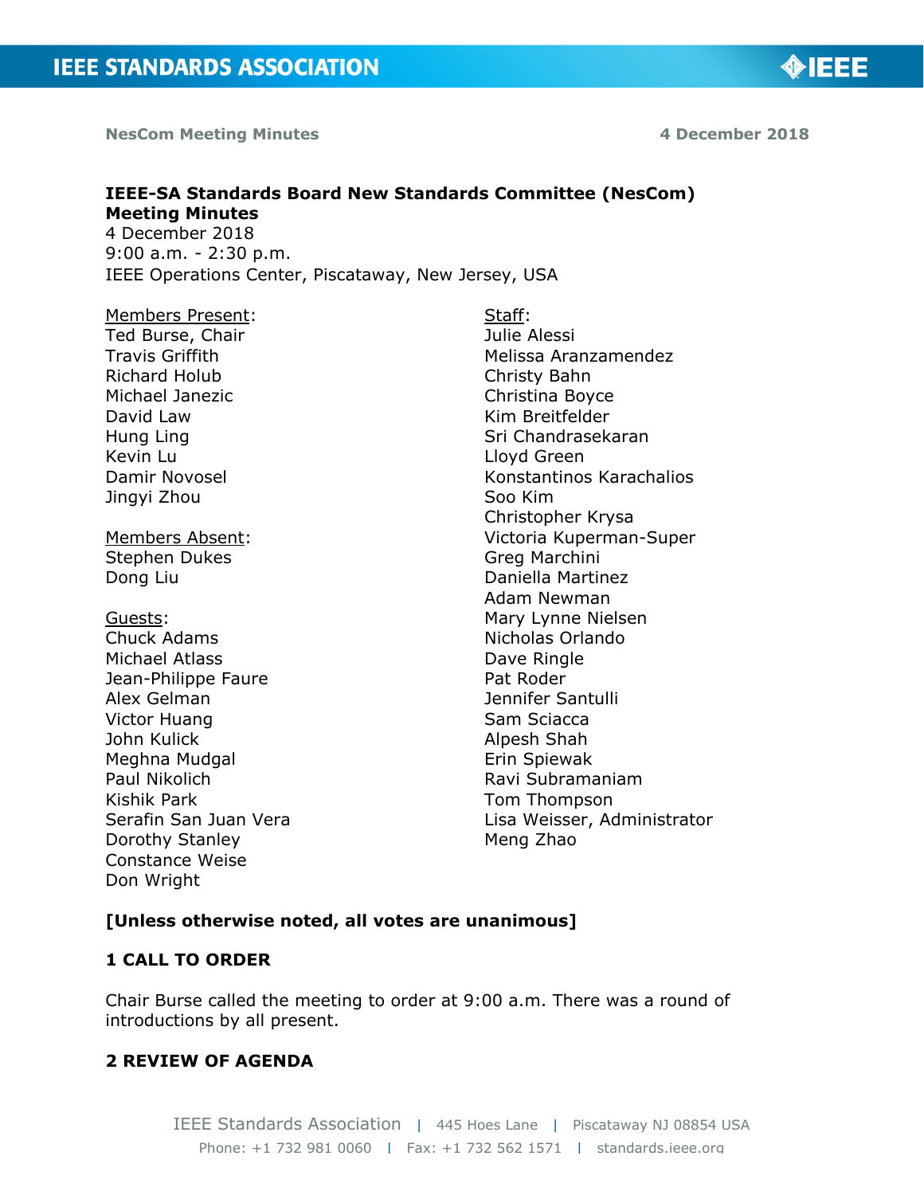**NesCom Meeting Minutes** **4 December 2018**

# IEEE-SA Standards Board New Standards Committee (NesCom) Meeting Minutes

4 December 2018
9:00 a.m. - 2:30 p.m.
IEEE Operations Center, Piscataway, New Jersey, USA

<u>Members Present</u>:
Ted Burse, Chair
Travis Griffith
Richard Holub
Michael Janezic
David Law
Hung Ling
Kevin Lu
Damir Novosel
Jingyi Zhou

<u>Members Absent</u>:
Stephen Dukes
Dong Liu

<u>Guests</u>:
Chuck Adams
Michael Atlass
Jean-Philippe Faure
Alex Gelman
Victor Huang
John Kulick
Meghna Mudgal
Paul Nikolich
Kishik Park
Serafin San Juan Vera
Dorothy Stanley
Constance Weise
Don Wright

<u>Staff</u>:
Julie Alessi
Melissa Aranzamendez
Christy Bahn
Christina Boyce
Kim Breitfelder
Sri Chandrasekaran
Lloyd Green
Konstantinos Karachalios
Soo Kim
Christopher Krysa
Victoria Kuperman-Super
Greg Marchini
Daniella Martinez
Adam Newman
Mary Lynne Nielsen
Nicholas Orlando
Dave Ringle
Pat Roder
Jennifer Santulli
Sam Sciacca
Alpesh Shah
Erin Spiewak
Ravi Subramaniam
Tom Thompson
Lisa Weisser, Administrator
Meng Zhao

**[Unless otherwise noted, all votes are unanimous]**

## 1 CALL TO ORDER

Chair Burse called the meeting to order at 9:00 a.m. There was a round of introductions by all present.

## 2 REVIEW OF AGENDA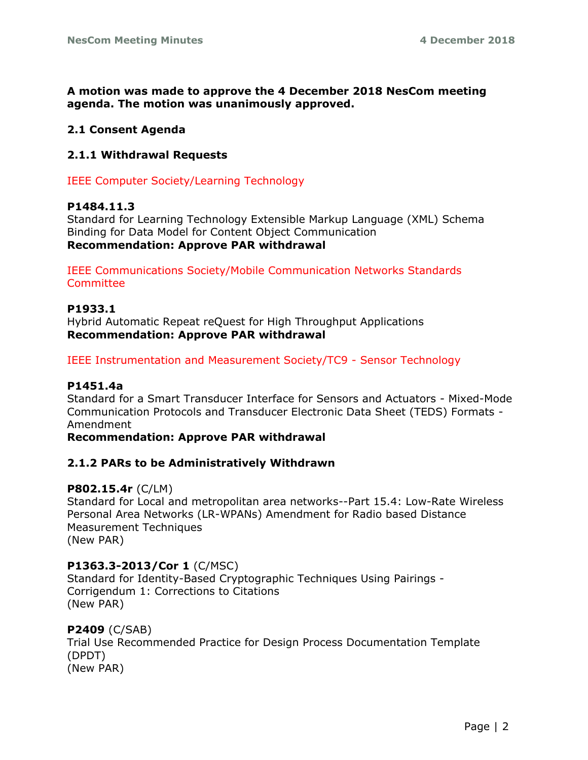**A motion was made to approve the 4 December 2018 NesCom meeting agenda. The motion was unanimously approved.**

## 2.1 Consent Agenda

### 2.1.1 Withdrawal Requests

IEEE Computer Society/Learning Technology

**P1484.11.3**
Standard for Learning Technology Extensible Markup Language (XML) Schema Binding for Data Model for Content Object Communication
**Recommendation: Approve PAR withdrawal**

IEEE Communications Society/Mobile Communication Networks Standards Committee

**P1933.1**
Hybrid Automatic Repeat reQuest for High Throughput Applications
**Recommendation: Approve PAR withdrawal**

IEEE Instrumentation and Measurement Society/TC9 - Sensor Technology

**P1451.4a**
Standard for a Smart Transducer Interface for Sensors and Actuators - Mixed-Mode Communication Protocols and Transducer Electronic Data Sheet (TEDS) Formats - Amendment
**Recommendation: Approve PAR withdrawal**

### 2.1.2 PARs to be Administratively Withdrawn

**P802.15.4r** (C/LM)
Standard for Local and metropolitan area networks--Part 15.4: Low-Rate Wireless Personal Area Networks (LR-WPANs) Amendment for Radio based Distance Measurement Techniques
(New PAR)

**P1363.3-2013/Cor 1** (C/MSC)
Standard for Identity-Based Cryptographic Techniques Using Pairings - Corrigendum 1: Corrections to Citations
(New PAR)

**P2409** (C/SAB)
Trial Use Recommended Practice for Design Process Documentation Template (DPDT)
(New PAR)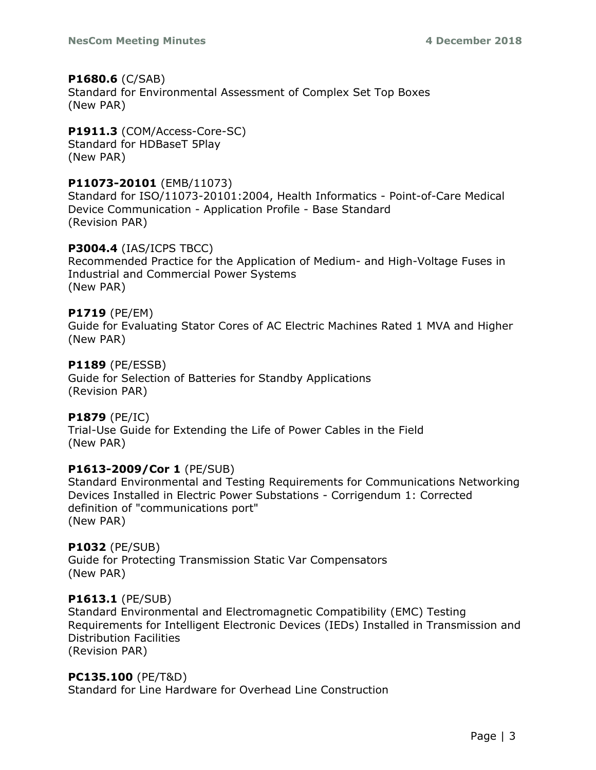**P1680.6** (C/SAB)
Standard for Environmental Assessment of Complex Set Top Boxes
(New PAR)

**P1911.3** (COM/Access-Core-SC)
Standard for HDBaseT 5Play
(New PAR)

**P11073-20101** (EMB/11073)
Standard for ISO/11073-20101:2004, Health Informatics - Point-of-Care Medical Device Communication - Application Profile - Base Standard
(Revision PAR)

**P3004.4** (IAS/ICPS TBCC)
Recommended Practice for the Application of Medium- and High-Voltage Fuses in Industrial and Commercial Power Systems
(New PAR)

**P1719** (PE/EM)
Guide for Evaluating Stator Cores of AC Electric Machines Rated 1 MVA and Higher
(New PAR)

**P1189** (PE/ESSB)
Guide for Selection of Batteries for Standby Applications
(Revision PAR)

**P1879** (PE/IC)
Trial-Use Guide for Extending the Life of Power Cables in the Field
(New PAR)

**P1613-2009/Cor 1** (PE/SUB)
Standard Environmental and Testing Requirements for Communications Networking Devices Installed in Electric Power Substations - Corrigendum 1: Corrected definition of "communications port"
(New PAR)

**P1032** (PE/SUB)
Guide for Protecting Transmission Static Var Compensators
(New PAR)

**P1613.1** (PE/SUB)
Standard Environmental and Electromagnetic Compatibility (EMC) Testing Requirements for Intelligent Electronic Devices (IEDs) Installed in Transmission and Distribution Facilities
(Revision PAR)

**PC135.100** (PE/T&D)
Standard for Line Hardware for Overhead Line Construction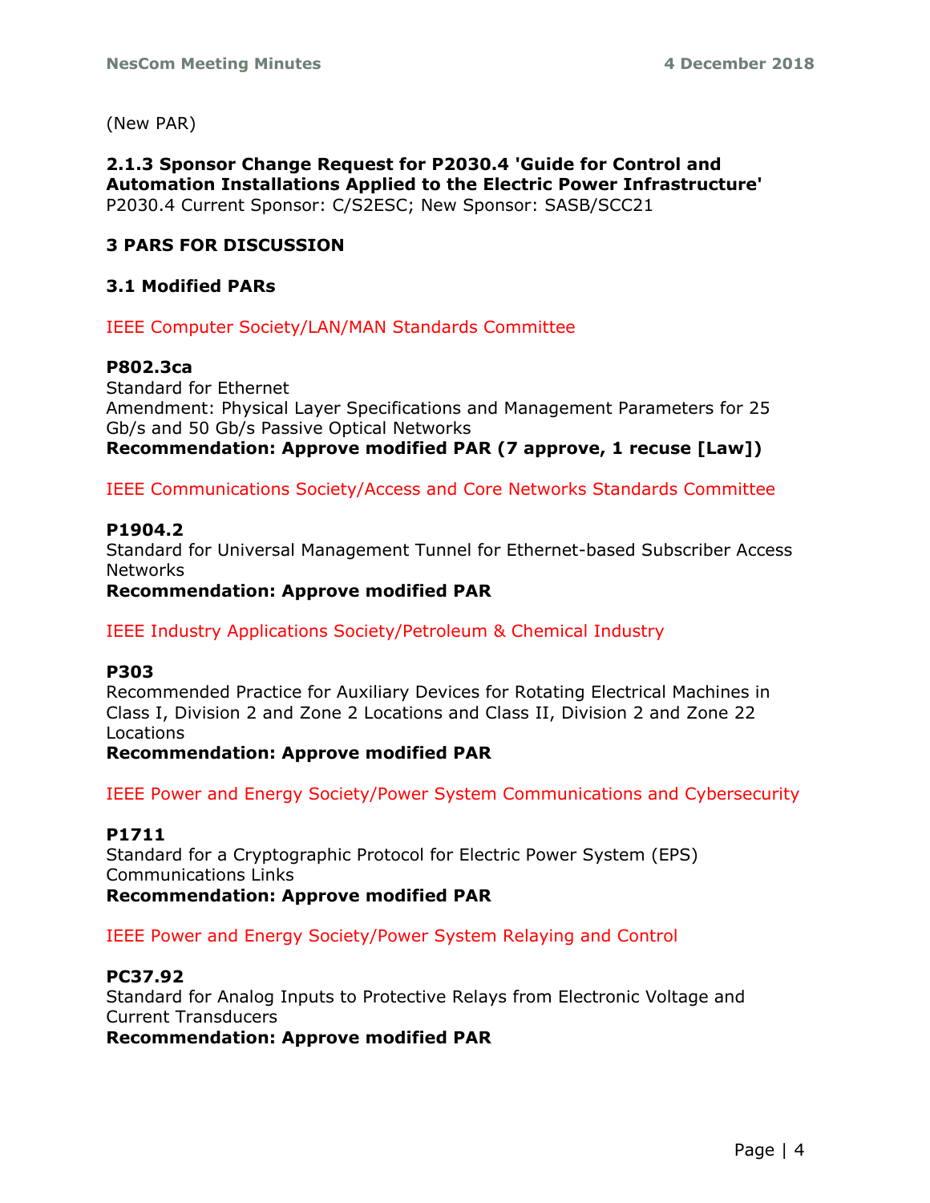(New PAR)

**2.1.3 Sponsor Change Request for P2030.4 'Guide for Control and Automation Installations Applied to the Electric Power Infrastructure'**
P2030.4 Current Sponsor: C/S2ESC; New Sponsor: SASB/SCC21

## 3 PARS FOR DISCUSSION

### 3.1 Modified PARs

IEEE Computer Society/LAN/MAN Standards Committee

**P802.3ca**
Standard for Ethernet
Amendment: Physical Layer Specifications and Management Parameters for 25 Gb/s and 50 Gb/s Passive Optical Networks
**Recommendation: Approve modified PAR (7 approve, 1 recuse [Law])**

IEEE Communications Society/Access and Core Networks Standards Committee

**P1904.2**
Standard for Universal Management Tunnel for Ethernet-based Subscriber Access Networks
**Recommendation: Approve modified PAR**

IEEE Industry Applications Society/Petroleum & Chemical Industry

**P303**
Recommended Practice for Auxiliary Devices for Rotating Electrical Machines in Class I, Division 2 and Zone 2 Locations and Class II, Division 2 and Zone 22 Locations
**Recommendation: Approve modified PAR**

IEEE Power and Energy Society/Power System Communications and Cybersecurity

**P1711**
Standard for a Cryptographic Protocol for Electric Power System (EPS) Communications Links
**Recommendation: Approve modified PAR**

IEEE Power and Energy Society/Power System Relaying and Control

**PC37.92**
Standard for Analog Inputs to Protective Relays from Electronic Voltage and Current Transducers
**Recommendation: Approve modified PAR**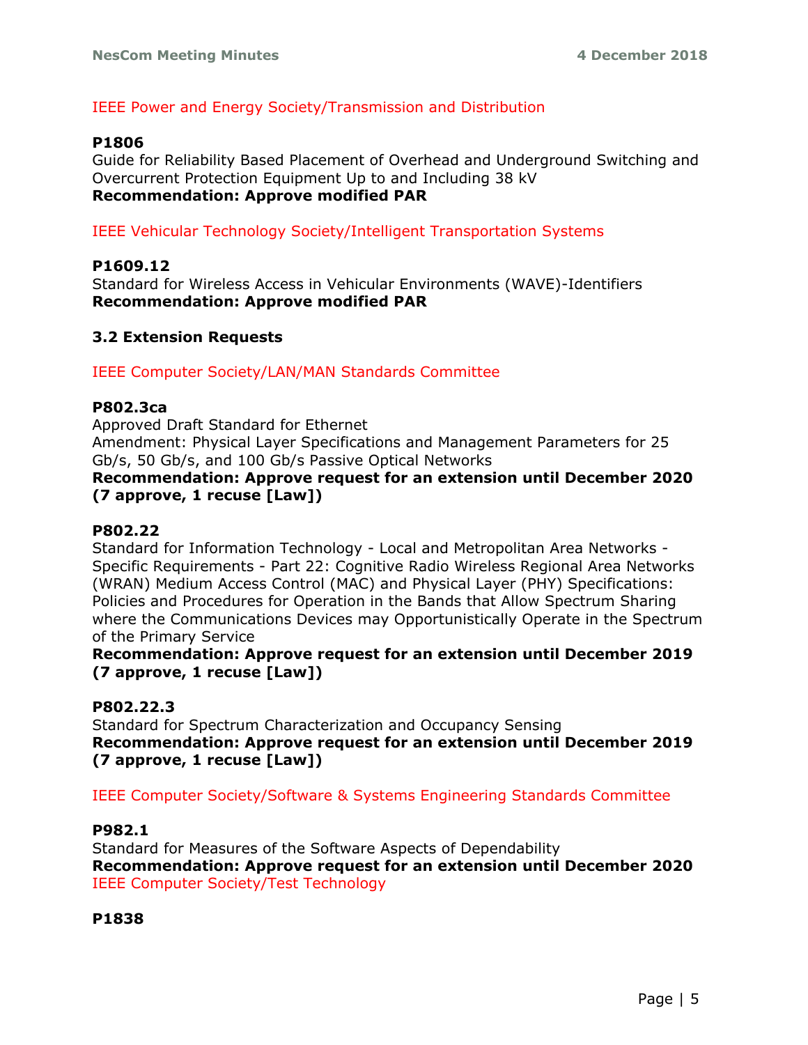IEEE Power and Energy Society/Transmission and Distribution

**P1806**
Guide for Reliability Based Placement of Overhead and Underground Switching and Overcurrent Protection Equipment Up to and Including 38 kV
**Recommendation: Approve modified PAR**

IEEE Vehicular Technology Society/Intelligent Transportation Systems

**P1609.12**
Standard for Wireless Access in Vehicular Environments (WAVE)-Identifiers
**Recommendation: Approve modified PAR**

### 3.2 Extension Requests

IEEE Computer Society/LAN/MAN Standards Committee

**P802.3ca**
Approved Draft Standard for Ethernet
Amendment: Physical Layer Specifications and Management Parameters for 25 Gb/s, 50 Gb/s, and 100 Gb/s Passive Optical Networks
**Recommendation: Approve request for an extension until December 2020 (7 approve, 1 recuse [Law])**

**P802.22**
Standard for Information Technology - Local and Metropolitan Area Networks - Specific Requirements - Part 22: Cognitive Radio Wireless Regional Area Networks (WRAN) Medium Access Control (MAC) and Physical Layer (PHY) Specifications: Policies and Procedures for Operation in the Bands that Allow Spectrum Sharing where the Communications Devices may Opportunistically Operate in the Spectrum of the Primary Service
**Recommendation: Approve request for an extension until December 2019 (7 approve, 1 recuse [Law])**

**P802.22.3**
Standard for Spectrum Characterization and Occupancy Sensing
**Recommendation: Approve request for an extension until December 2019 (7 approve, 1 recuse [Law])**

IEEE Computer Society/Software & Systems Engineering Standards Committee

**P982.1**
Standard for Measures of the Software Aspects of Dependability
**Recommendation: Approve request for an extension until December 2020**

IEEE Computer Society/Test Technology

**P1838**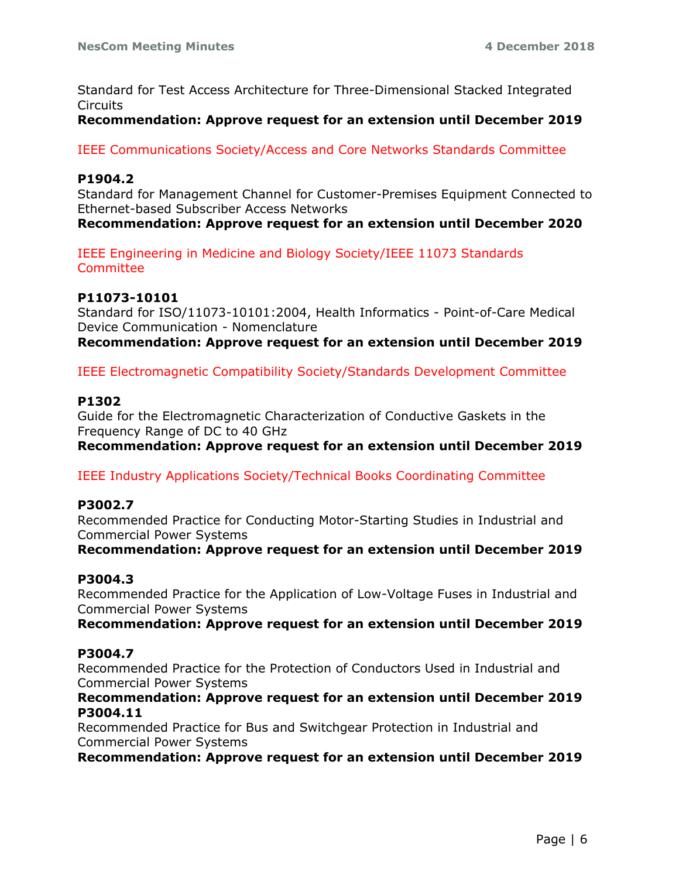Standard for Test Access Architecture for Three-Dimensional Stacked Integrated Circuits

**Recommendation: Approve request for an extension until December 2019**

IEEE Communications Society/Access and Core Networks Standards Committee

**P1904.2**

Standard for Management Channel for Customer-Premises Equipment Connected to Ethernet-based Subscriber Access Networks

**Recommendation: Approve request for an extension until December 2020**

IEEE Engineering in Medicine and Biology Society/IEEE 11073 Standards Committee

**P11073-10101**

Standard for ISO/11073-10101:2004, Health Informatics - Point-of-Care Medical Device Communication - Nomenclature

**Recommendation: Approve request for an extension until December 2019**

IEEE Electromagnetic Compatibility Society/Standards Development Committee

**P1302**

Guide for the Electromagnetic Characterization of Conductive Gaskets in the Frequency Range of DC to 40 GHz

**Recommendation: Approve request for an extension until December 2019**

IEEE Industry Applications Society/Technical Books Coordinating Committee

**P3002.7**

Recommended Practice for Conducting Motor-Starting Studies in Industrial and Commercial Power Systems

**Recommendation: Approve request for an extension until December 2019**

**P3004.3**

Recommended Practice for the Application of Low-Voltage Fuses in Industrial and Commercial Power Systems

**Recommendation: Approve request for an extension until December 2019**

**P3004.7**

Recommended Practice for the Protection of Conductors Used in Industrial and Commercial Power Systems

**Recommendation: Approve request for an extension until December 2019**

**P3004.11**

Recommended Practice for Bus and Switchgear Protection in Industrial and Commercial Power Systems

**Recommendation: Approve request for an extension until December 2019**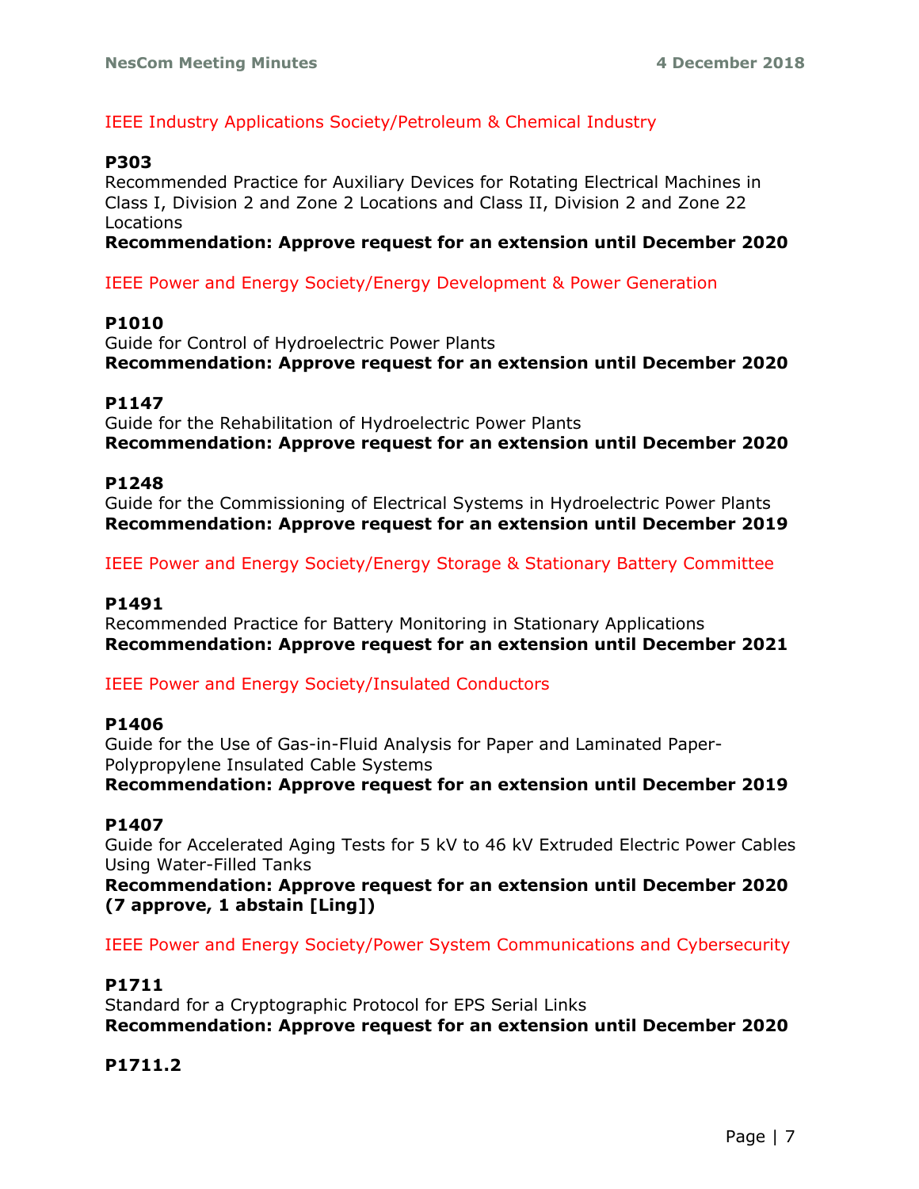IEEE Industry Applications Society/Petroleum & Chemical Industry

**P303**
Recommended Practice for Auxiliary Devices for Rotating Electrical Machines in Class I, Division 2 and Zone 2 Locations and Class II, Division 2 and Zone 22 Locations
**Recommendation: Approve request for an extension until December 2020**

IEEE Power and Energy Society/Energy Development & Power Generation

**P1010**
Guide for Control of Hydroelectric Power Plants
**Recommendation: Approve request for an extension until December 2020**

**P1147**
Guide for the Rehabilitation of Hydroelectric Power Plants
**Recommendation: Approve request for an extension until December 2020**

**P1248**
Guide for the Commissioning of Electrical Systems in Hydroelectric Power Plants
**Recommendation: Approve request for an extension until December 2019**

IEEE Power and Energy Society/Energy Storage & Stationary Battery Committee

**P1491**
Recommended Practice for Battery Monitoring in Stationary Applications
**Recommendation: Approve request for an extension until December 2021**

IEEE Power and Energy Society/Insulated Conductors

**P1406**
Guide for the Use of Gas-in-Fluid Analysis for Paper and Laminated Paper-Polypropylene Insulated Cable Systems
**Recommendation: Approve request for an extension until December 2019**

**P1407**
Guide for Accelerated Aging Tests for 5 kV to 46 kV Extruded Electric Power Cables Using Water-Filled Tanks
**Recommendation: Approve request for an extension until December 2020 (7 approve, 1 abstain [Ling])**

IEEE Power and Energy Society/Power System Communications and Cybersecurity

**P1711**
Standard for a Cryptographic Protocol for EPS Serial Links
**Recommendation: Approve request for an extension until December 2020**

**P1711.2**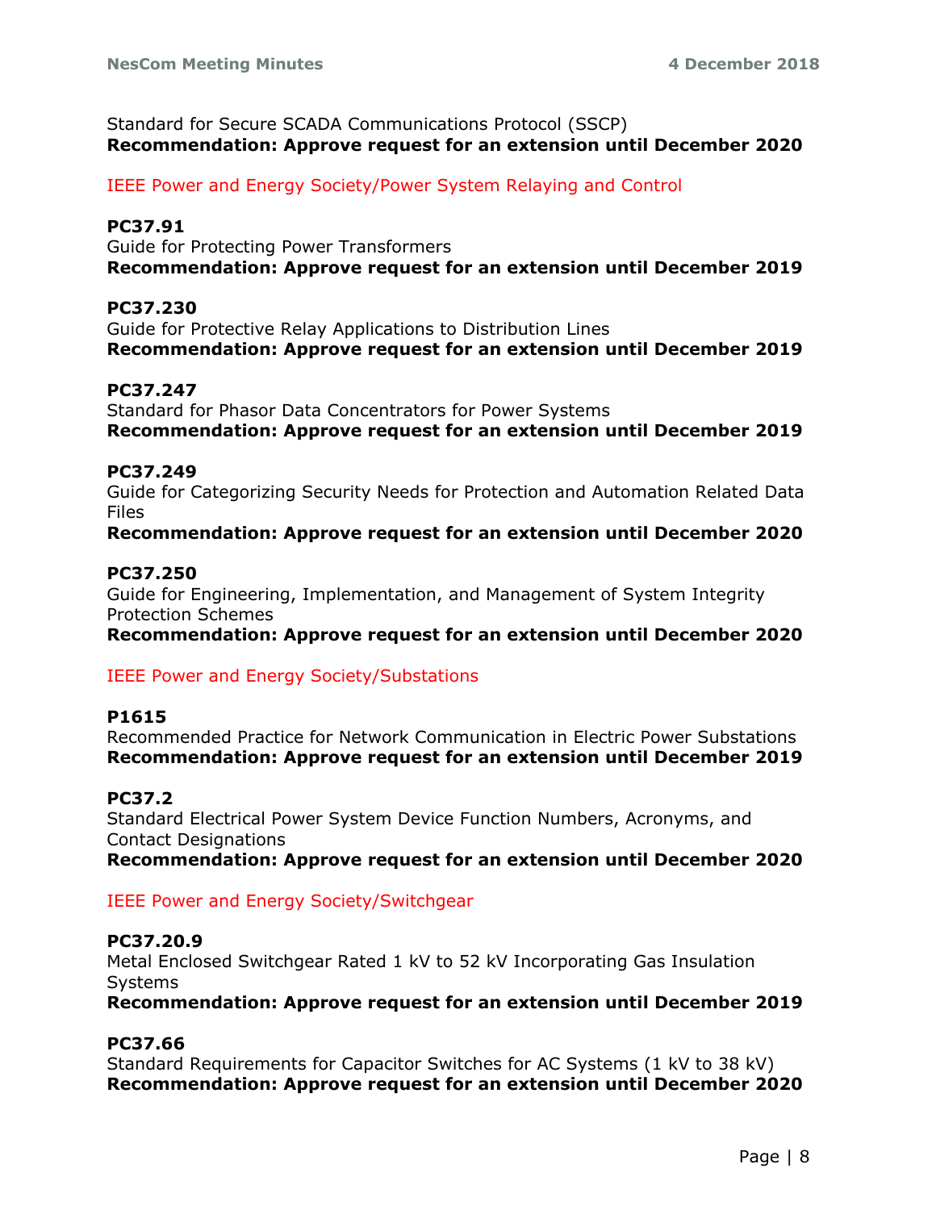Standard for Secure SCADA Communications Protocol (SSCP)
**Recommendation: Approve request for an extension until December 2020**

IEEE Power and Energy Society/Power System Relaying and Control

**PC37.91**
Guide for Protecting Power Transformers
**Recommendation: Approve request for an extension until December 2019**

**PC37.230**
Guide for Protective Relay Applications to Distribution Lines
**Recommendation: Approve request for an extension until December 2019**

**PC37.247**
Standard for Phasor Data Concentrators for Power Systems
**Recommendation: Approve request for an extension until December 2019**

**PC37.249**
Guide for Categorizing Security Needs for Protection and Automation Related Data Files
**Recommendation: Approve request for an extension until December 2020**

**PC37.250**
Guide for Engineering, Implementation, and Management of System Integrity Protection Schemes
**Recommendation: Approve request for an extension until December 2020**

IEEE Power and Energy Society/Substations

**P1615**
Recommended Practice for Network Communication in Electric Power Substations
**Recommendation: Approve request for an extension until December 2019**

**PC37.2**
Standard Electrical Power System Device Function Numbers, Acronyms, and Contact Designations
**Recommendation: Approve request for an extension until December 2020**

IEEE Power and Energy Society/Switchgear

**PC37.20.9**
Metal Enclosed Switchgear Rated 1 kV to 52 kV Incorporating Gas Insulation Systems
**Recommendation: Approve request for an extension until December 2019**

**PC37.66**
Standard Requirements for Capacitor Switches for AC Systems (1 kV to 38 kV)
**Recommendation: Approve request for an extension until December 2020**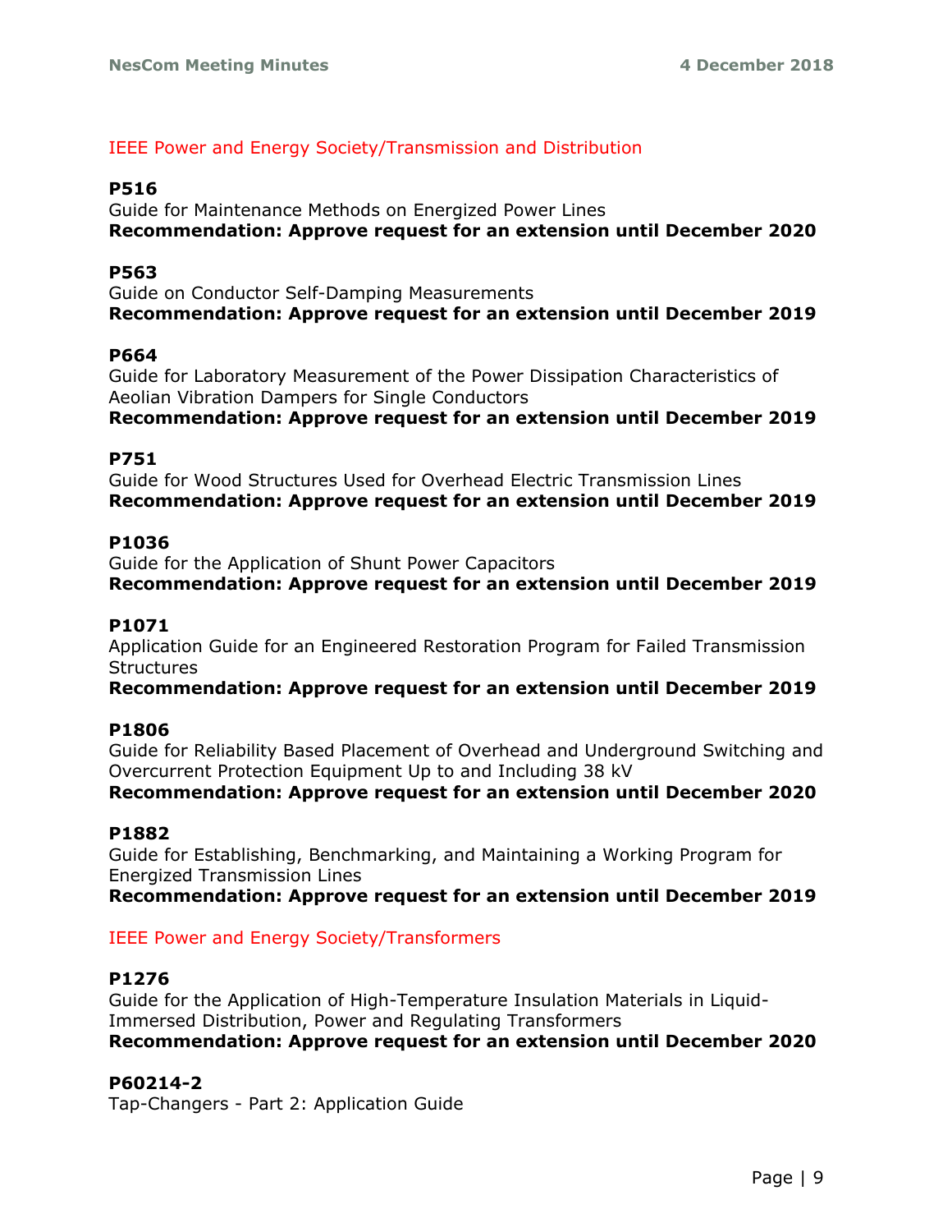IEEE Power and Energy Society/Transmission and Distribution

**P516**
Guide for Maintenance Methods on Energized Power Lines
**Recommendation: Approve request for an extension until December 2020**

**P563**
Guide on Conductor Self-Damping Measurements
**Recommendation: Approve request for an extension until December 2019**

**P664**
Guide for Laboratory Measurement of the Power Dissipation Characteristics of Aeolian Vibration Dampers for Single Conductors
**Recommendation: Approve request for an extension until December 2019**

**P751**
Guide for Wood Structures Used for Overhead Electric Transmission Lines
**Recommendation: Approve request for an extension until December 2019**

**P1036**
Guide for the Application of Shunt Power Capacitors
**Recommendation: Approve request for an extension until December 2019**

**P1071**
Application Guide for an Engineered Restoration Program for Failed Transmission Structures
**Recommendation: Approve request for an extension until December 2019**

**P1806**
Guide for Reliability Based Placement of Overhead and Underground Switching and Overcurrent Protection Equipment Up to and Including 38 kV
**Recommendation: Approve request for an extension until December 2020**

**P1882**
Guide for Establishing, Benchmarking, and Maintaining a Working Program for Energized Transmission Lines
**Recommendation: Approve request for an extension until December 2019**

IEEE Power and Energy Society/Transformers

**P1276**
Guide for the Application of High-Temperature Insulation Materials in Liquid-Immersed Distribution, Power and Regulating Transformers
**Recommendation: Approve request for an extension until December 2020**

**P60214-2**
Tap-Changers - Part 2: Application Guide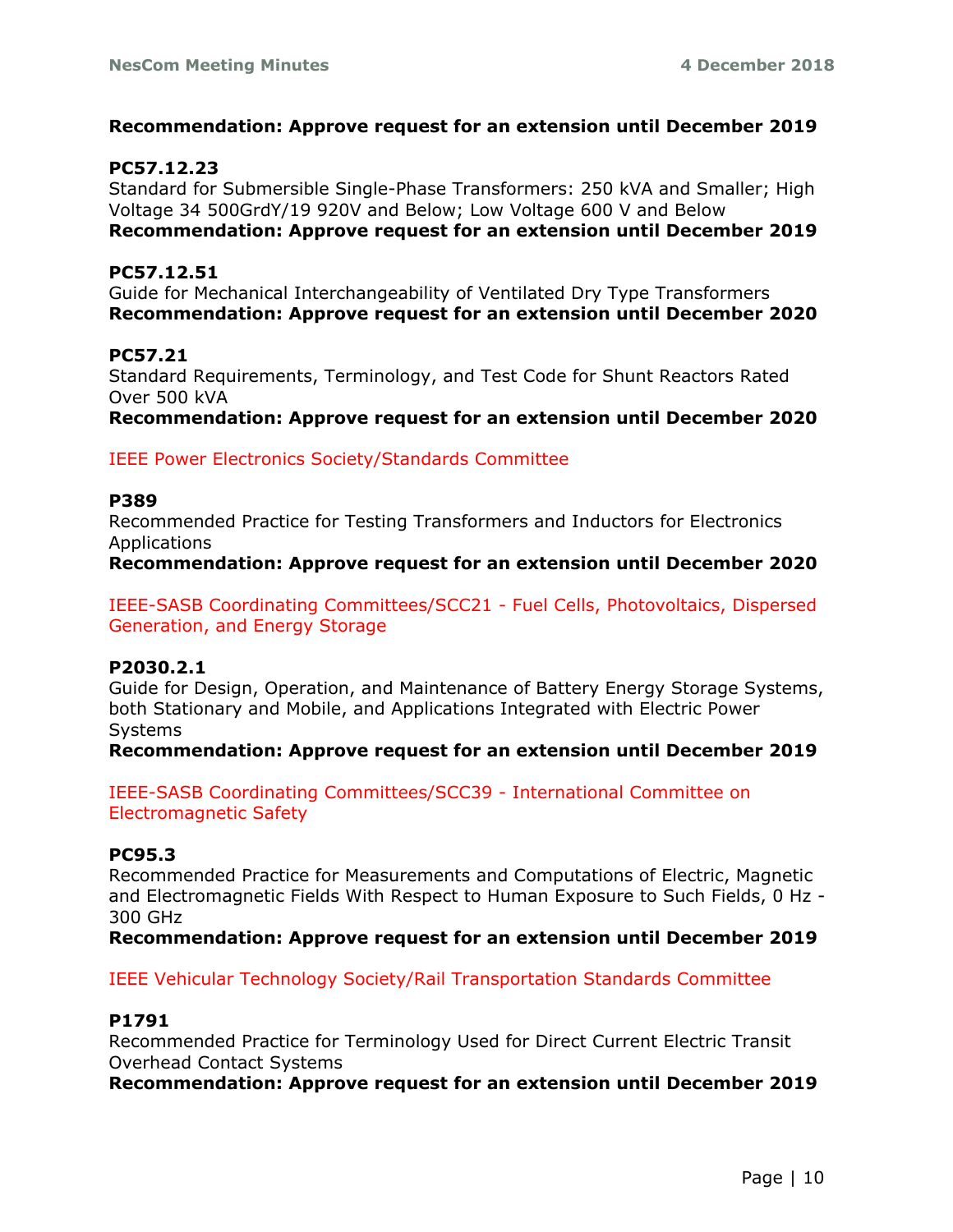**Recommendation: Approve request for an extension until December 2019**

**PC57.12.23**
Standard for Submersible Single-Phase Transformers: 250 kVA and Smaller; High Voltage 34 500GrdY/19 920V and Below; Low Voltage 600 V and Below
**Recommendation: Approve request for an extension until December 2019**

**PC57.12.51**
Guide for Mechanical Interchangeability of Ventilated Dry Type Transformers
**Recommendation: Approve request for an extension until December 2020**

**PC57.21**
Standard Requirements, Terminology, and Test Code for Shunt Reactors Rated Over 500 kVA
**Recommendation: Approve request for an extension until December 2020**

IEEE Power Electronics Society/Standards Committee

**P389**
Recommended Practice for Testing Transformers and Inductors for Electronics Applications
**Recommendation: Approve request for an extension until December 2020**

IEEE-SASB Coordinating Committees/SCC21 - Fuel Cells, Photovoltaics, Dispersed Generation, and Energy Storage

**P2030.2.1**
Guide for Design, Operation, and Maintenance of Battery Energy Storage Systems, both Stationary and Mobile, and Applications Integrated with Electric Power Systems
**Recommendation: Approve request for an extension until December 2019**

IEEE-SASB Coordinating Committees/SCC39 - International Committee on Electromagnetic Safety

**PC95.3**
Recommended Practice for Measurements and Computations of Electric, Magnetic and Electromagnetic Fields With Respect to Human Exposure to Such Fields, 0 Hz - 300 GHz
**Recommendation: Approve request for an extension until December 2019**

IEEE Vehicular Technology Society/Rail Transportation Standards Committee

**P1791**
Recommended Practice for Terminology Used for Direct Current Electric Transit Overhead Contact Systems
**Recommendation: Approve request for an extension until December 2019**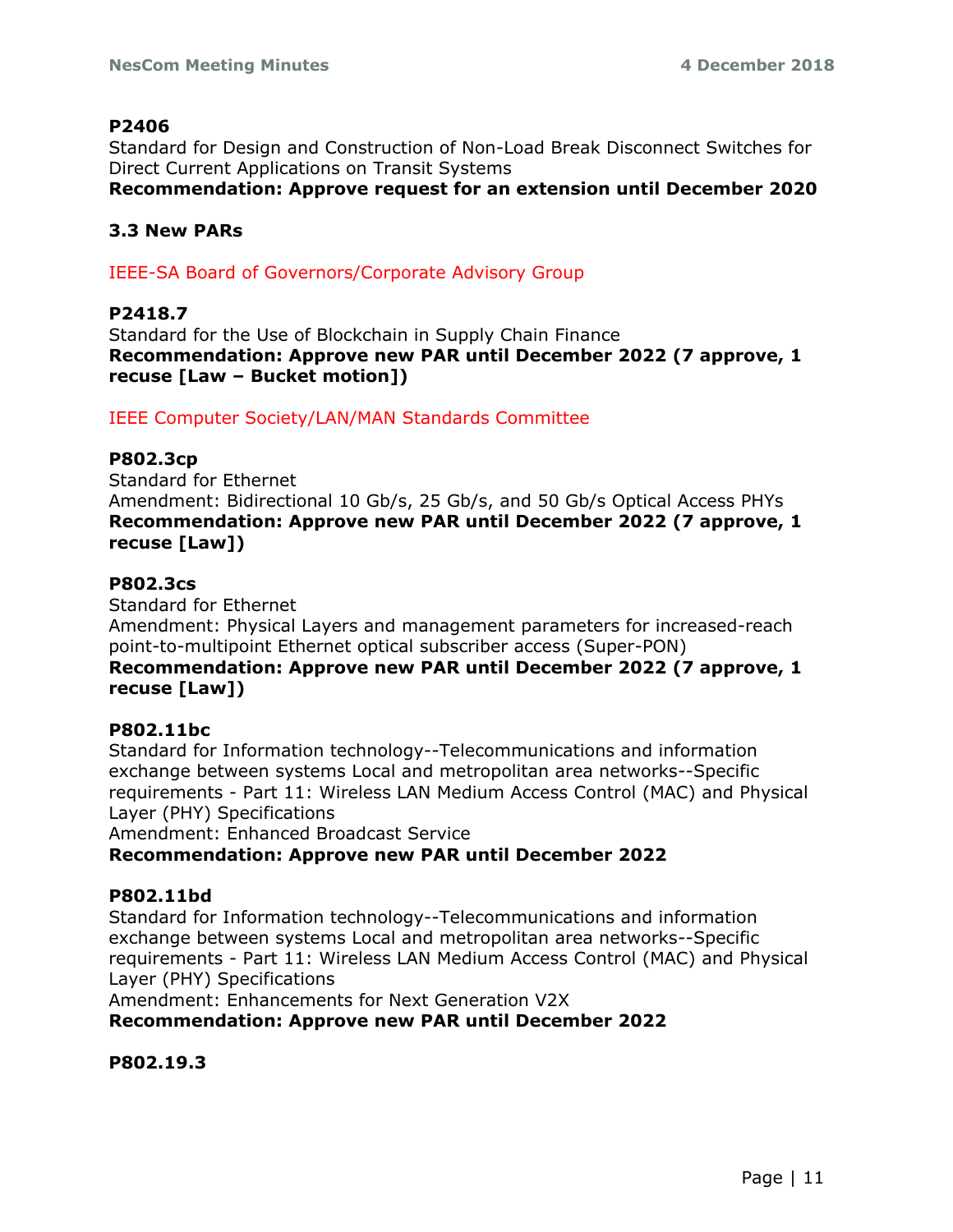**P2406**

Standard for Design and Construction of Non-Load Break Disconnect Switches for Direct Current Applications on Transit Systems

**Recommendation: Approve request for an extension until December 2020**

### 3.3 New PARs

IEEE-SA Board of Governors/Corporate Advisory Group

**P2418.7**

Standard for the Use of Blockchain in Supply Chain Finance

**Recommendation: Approve new PAR until December 2022 (7 approve, 1 recuse [Law – Bucket motion])**

IEEE Computer Society/LAN/MAN Standards Committee

**P802.3cp**

Standard for Ethernet

Amendment: Bidirectional 10 Gb/s, 25 Gb/s, and 50 Gb/s Optical Access PHYs

**Recommendation: Approve new PAR until December 2022 (7 approve, 1 recuse [Law])**

**P802.3cs**

Standard for Ethernet

Amendment: Physical Layers and management parameters for increased-reach point-to-multipoint Ethernet optical subscriber access (Super-PON)

**Recommendation: Approve new PAR until December 2022 (7 approve, 1 recuse [Law])**

**P802.11bc**

Standard for Information technology--Telecommunications and information exchange between systems Local and metropolitan area networks--Specific requirements - Part 11: Wireless LAN Medium Access Control (MAC) and Physical Layer (PHY) Specifications

Amendment: Enhanced Broadcast Service

**Recommendation: Approve new PAR until December 2022**

**P802.11bd**

Standard for Information technology--Telecommunications and information exchange between systems Local and metropolitan area networks--Specific requirements - Part 11: Wireless LAN Medium Access Control (MAC) and Physical Layer (PHY) Specifications

Amendment: Enhancements for Next Generation V2X

**Recommendation: Approve new PAR until December 2022**

**P802.19.3**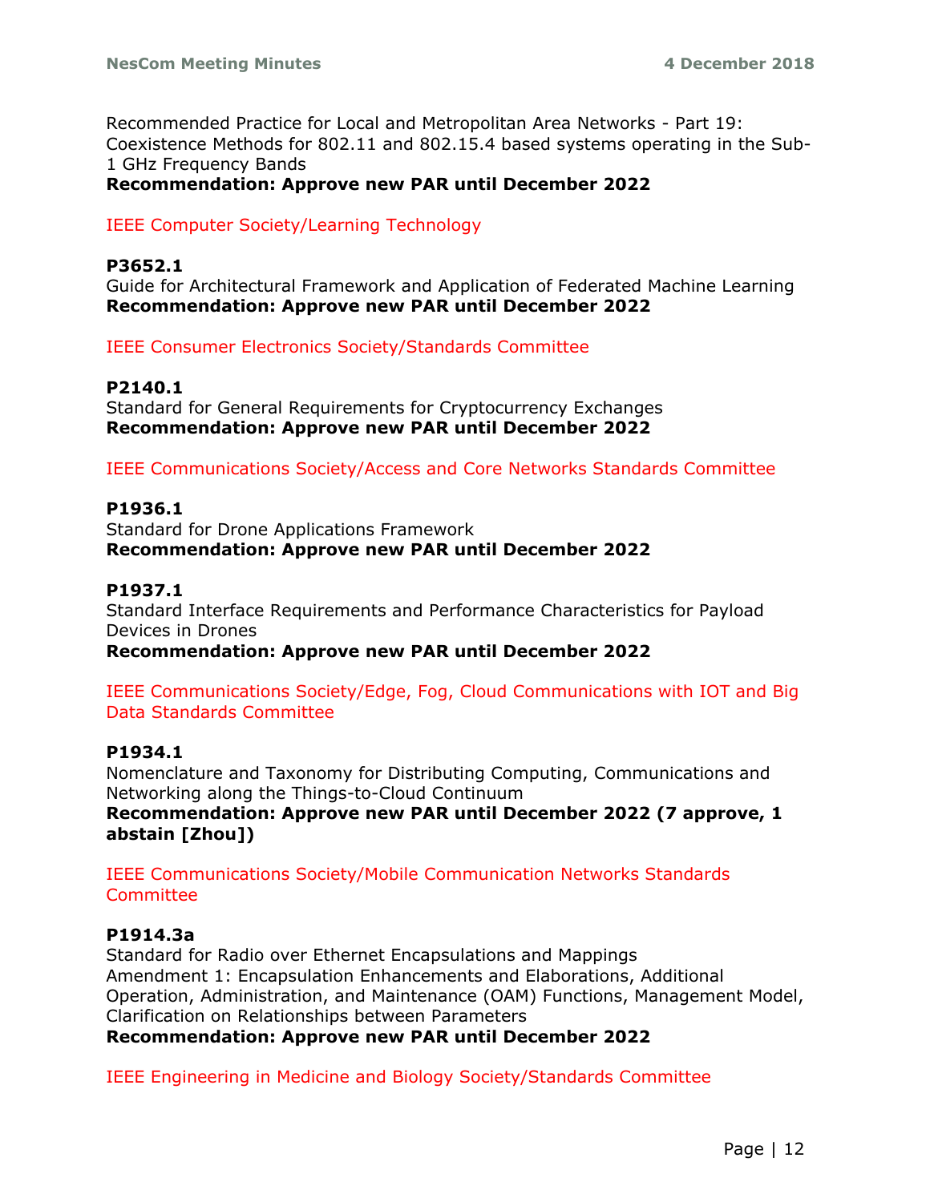Recommended Practice for Local and Metropolitan Area Networks - Part 19: Coexistence Methods for 802.11 and 802.15.4 based systems operating in the Sub-1 GHz Frequency Bands
**Recommendation: Approve new PAR until December 2022**

IEEE Computer Society/Learning Technology

**P3652.1**
Guide for Architectural Framework and Application of Federated Machine Learning
**Recommendation: Approve new PAR until December 2022**

IEEE Consumer Electronics Society/Standards Committee

**P2140.1**
Standard for General Requirements for Cryptocurrency Exchanges
**Recommendation: Approve new PAR until December 2022**

IEEE Communications Society/Access and Core Networks Standards Committee

**P1936.1**
Standard for Drone Applications Framework
**Recommendation: Approve new PAR until December 2022**

**P1937.1**
Standard Interface Requirements and Performance Characteristics for Payload Devices in Drones
**Recommendation: Approve new PAR until December 2022**

IEEE Communications Society/Edge, Fog, Cloud Communications with IOT and Big Data Standards Committee

**P1934.1**
Nomenclature and Taxonomy for Distributing Computing, Communications and Networking along the Things-to-Cloud Continuum
**Recommendation: Approve new PAR until December 2022 (7 approve, 1 abstain [Zhou])**

IEEE Communications Society/Mobile Communication Networks Standards Committee

**P1914.3a**
Standard for Radio over Ethernet Encapsulations and Mappings
Amendment 1: Encapsulation Enhancements and Elaborations, Additional Operation, Administration, and Maintenance (OAM) Functions, Management Model, Clarification on Relationships between Parameters
**Recommendation: Approve new PAR until December 2022**

IEEE Engineering in Medicine and Biology Society/Standards Committee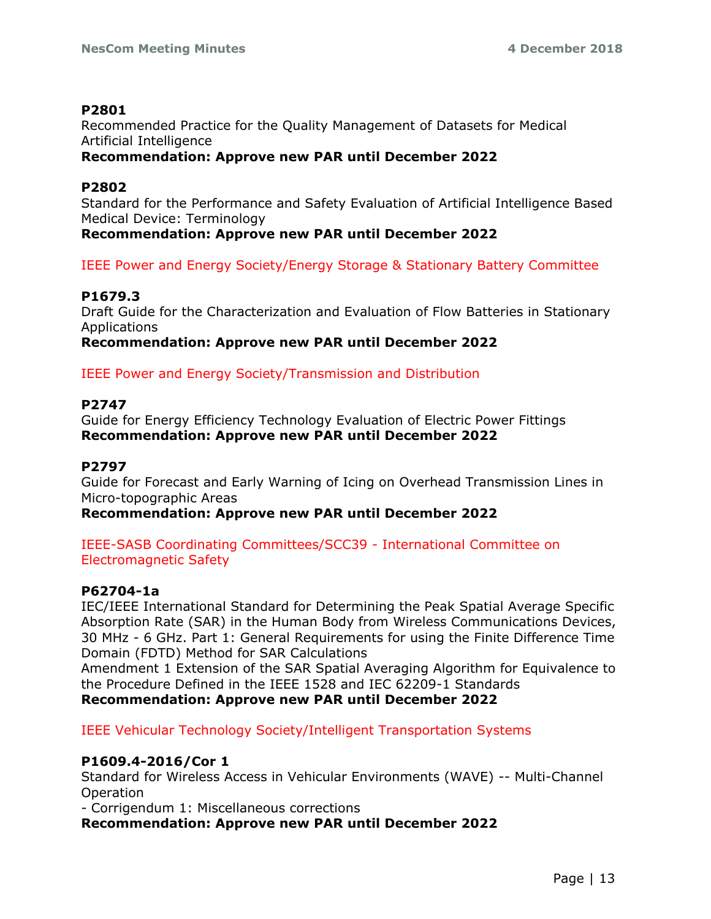**P2801**
Recommended Practice for the Quality Management of Datasets for Medical Artificial Intelligence
**Recommendation: Approve new PAR until December 2022**

**P2802**
Standard for the Performance and Safety Evaluation of Artificial Intelligence Based Medical Device: Terminology
**Recommendation: Approve new PAR until December 2022**

IEEE Power and Energy Society/Energy Storage & Stationary Battery Committee

**P1679.3**
Draft Guide for the Characterization and Evaluation of Flow Batteries in Stationary Applications
**Recommendation: Approve new PAR until December 2022**

IEEE Power and Energy Society/Transmission and Distribution

**P2747**
Guide for Energy Efficiency Technology Evaluation of Electric Power Fittings
**Recommendation: Approve new PAR until December 2022**

**P2797**
Guide for Forecast and Early Warning of Icing on Overhead Transmission Lines in Micro-topographic Areas
**Recommendation: Approve new PAR until December 2022**

IEEE-SASB Coordinating Committees/SCC39 - International Committee on Electromagnetic Safety

**P62704-1a**
IEC/IEEE International Standard for Determining the Peak Spatial Average Specific Absorption Rate (SAR) in the Human Body from Wireless Communications Devices, 30 MHz - 6 GHz. Part 1: General Requirements for using the Finite Difference Time Domain (FDTD) Method for SAR Calculations
Amendment 1 Extension of the SAR Spatial Averaging Algorithm for Equivalence to the Procedure Defined in the IEEE 1528 and IEC 62209-1 Standards
**Recommendation: Approve new PAR until December 2022**

IEEE Vehicular Technology Society/Intelligent Transportation Systems

**P1609.4-2016/Cor 1**
Standard for Wireless Access in Vehicular Environments (WAVE) -- Multi-Channel Operation
- Corrigendum 1: Miscellaneous corrections
**Recommendation: Approve new PAR until December 2022**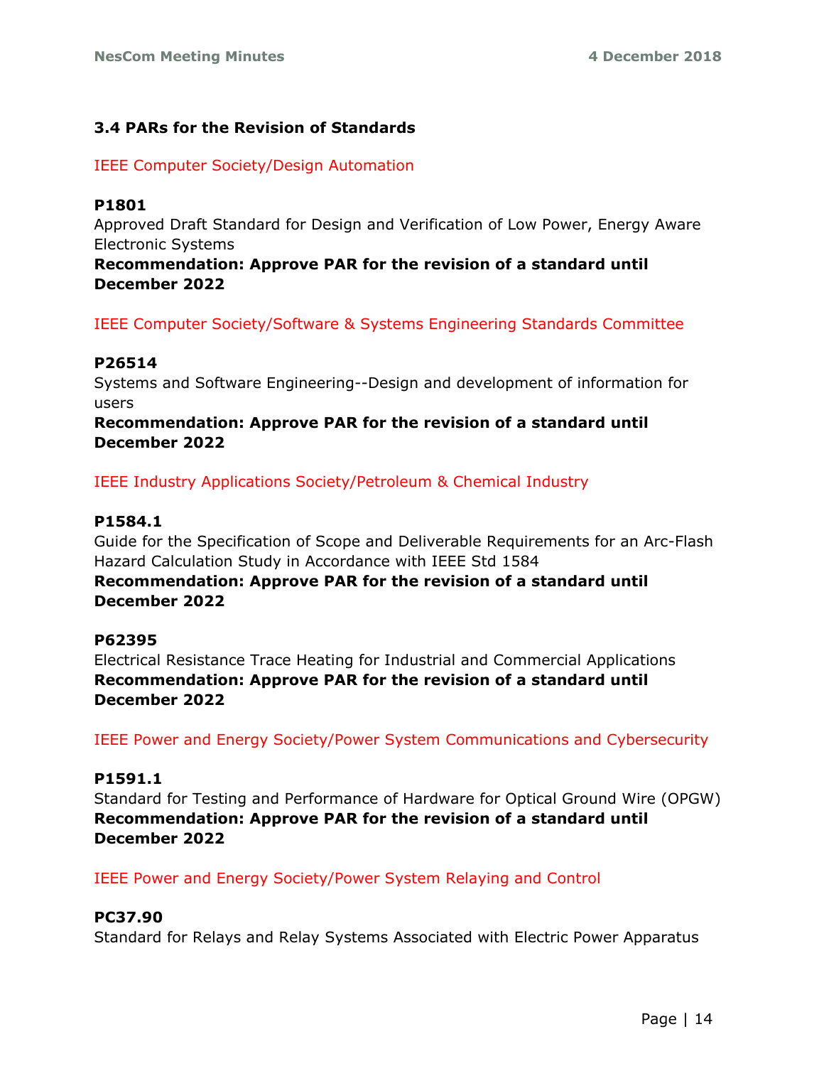### 3.4 PARs for the Revision of Standards

IEEE Computer Society/Design Automation

**P1801**
Approved Draft Standard for Design and Verification of Low Power, Energy Aware Electronic Systems
**Recommendation: Approve PAR for the revision of a standard until December 2022**

IEEE Computer Society/Software & Systems Engineering Standards Committee

**P26514**
Systems and Software Engineering--Design and development of information for users
**Recommendation: Approve PAR for the revision of a standard until December 2022**

IEEE Industry Applications Society/Petroleum & Chemical Industry

**P1584.1**
Guide for the Specification of Scope and Deliverable Requirements for an Arc-Flash Hazard Calculation Study in Accordance with IEEE Std 1584
**Recommendation: Approve PAR for the revision of a standard until December 2022**

**P62395**
Electrical Resistance Trace Heating for Industrial and Commercial Applications
**Recommendation: Approve PAR for the revision of a standard until December 2022**

IEEE Power and Energy Society/Power System Communications and Cybersecurity

**P1591.1**
Standard for Testing and Performance of Hardware for Optical Ground Wire (OPGW)
**Recommendation: Approve PAR for the revision of a standard until December 2022**

IEEE Power and Energy Society/Power System Relaying and Control

**PC37.90**
Standard for Relays and Relay Systems Associated with Electric Power Apparatus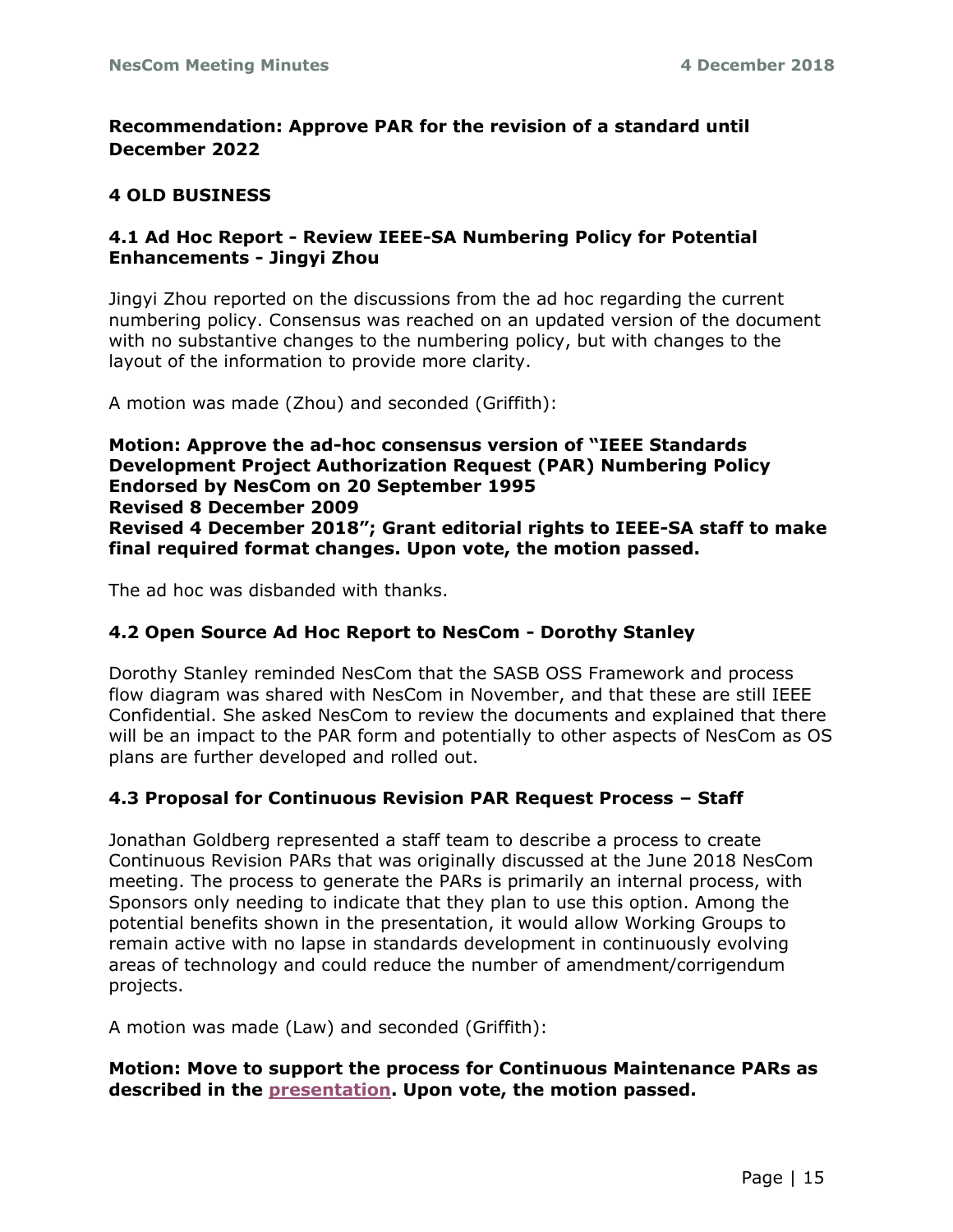**Recommendation: Approve PAR for the revision of a standard until December 2022**

## 4 OLD BUSINESS

### 4.1 Ad Hoc Report - Review IEEE-SA Numbering Policy for Potential Enhancements - Jingyi Zhou

Jingyi Zhou reported on the discussions from the ad hoc regarding the current numbering policy. Consensus was reached on an updated version of the document with no substantive changes to the numbering policy, but with changes to the layout of the information to provide more clarity.

A motion was made (Zhou) and seconded (Griffith):

**Motion: Approve the ad-hoc consensus version of "IEEE Standards Development Project Authorization Request (PAR) Numbering Policy Endorsed by NesCom on 20 September 1995
Revised 8 December 2009
Revised 4 December 2018"; Grant editorial rights to IEEE-SA staff to make final required format changes. Upon vote, the motion passed.**

The ad hoc was disbanded with thanks.

### 4.2 Open Source Ad Hoc Report to NesCom - Dorothy Stanley

Dorothy Stanley reminded NesCom that the SASB OSS Framework and process flow diagram was shared with NesCom in November, and that these are still IEEE Confidential. She asked NesCom to review the documents and explained that there will be an impact to the PAR form and potentially to other aspects of NesCom as OS plans are further developed and rolled out.

### 4.3 Proposal for Continuous Revision PAR Request Process – Staff

Jonathan Goldberg represented a staff team to describe a process to create Continuous Revision PARs that was originally discussed at the June 2018 NesCom meeting. The process to generate the PARs is primarily an internal process, with Sponsors only needing to indicate that they plan to use this option. Among the potential benefits shown in the presentation, it would allow Working Groups to remain active with no lapse in standards development in continuously evolving areas of technology and could reduce the number of amendment/corrigendum projects.

A motion was made (Law) and seconded (Griffith):

**Motion: Move to support the process for Continuous Maintenance PARs as described in the presentation. Upon vote, the motion passed.**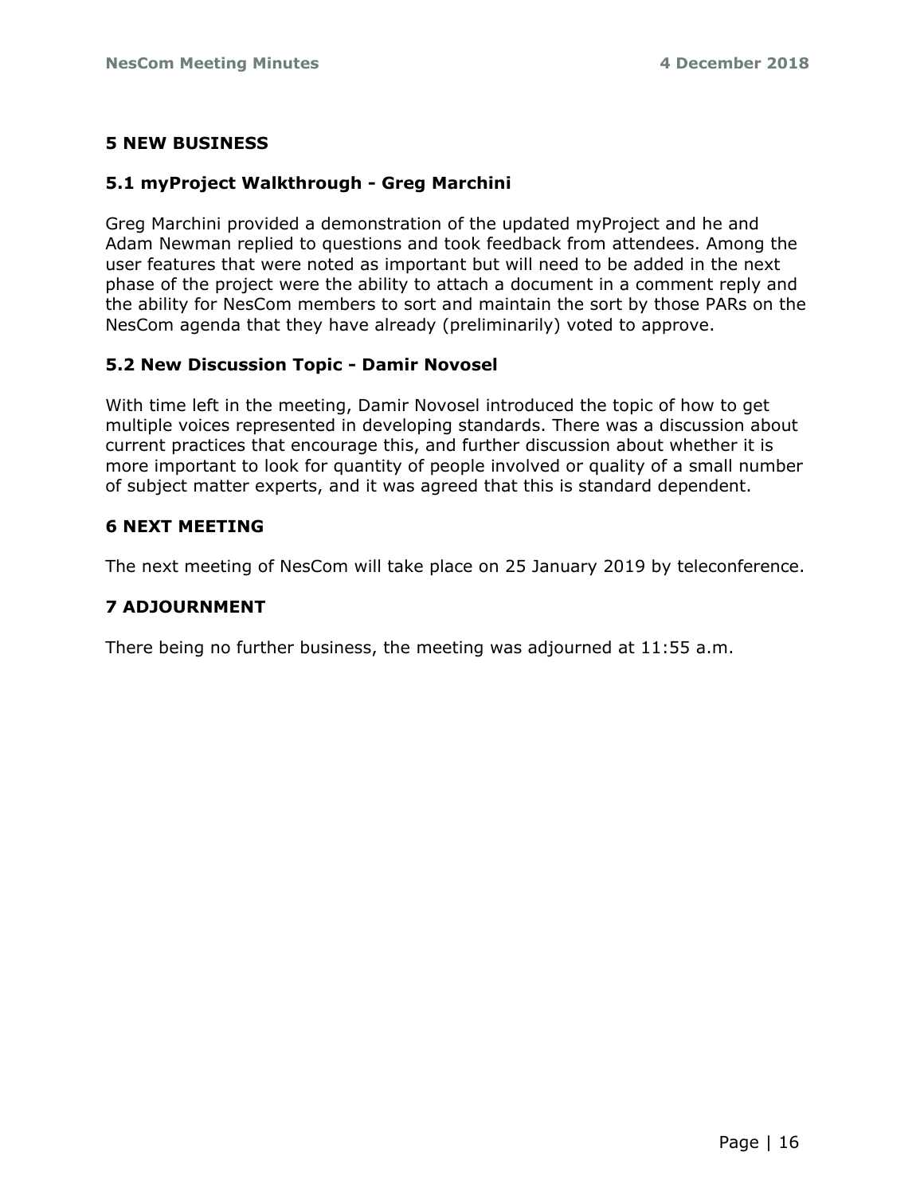## 5 NEW BUSINESS

### 5.1 myProject Walkthrough - Greg Marchini

Greg Marchini provided a demonstration of the updated myProject and he and Adam Newman replied to questions and took feedback from attendees. Among the user features that were noted as important but will need to be added in the next phase of the project were the ability to attach a document in a comment reply and the ability for NesCom members to sort and maintain the sort by those PARs on the NesCom agenda that they have already (preliminarily) voted to approve.

### 5.2 New Discussion Topic - Damir Novosel

With time left in the meeting, Damir Novosel introduced the topic of how to get multiple voices represented in developing standards. There was a discussion about current practices that encourage this, and further discussion about whether it is more important to look for quantity of people involved or quality of a small number of subject matter experts, and it was agreed that this is standard dependent.

## 6 NEXT MEETING

The next meeting of NesCom will take place on 25 January 2019 by teleconference.

## 7 ADJOURNMENT

There being no further business, the meeting was adjourned at 11:55 a.m.